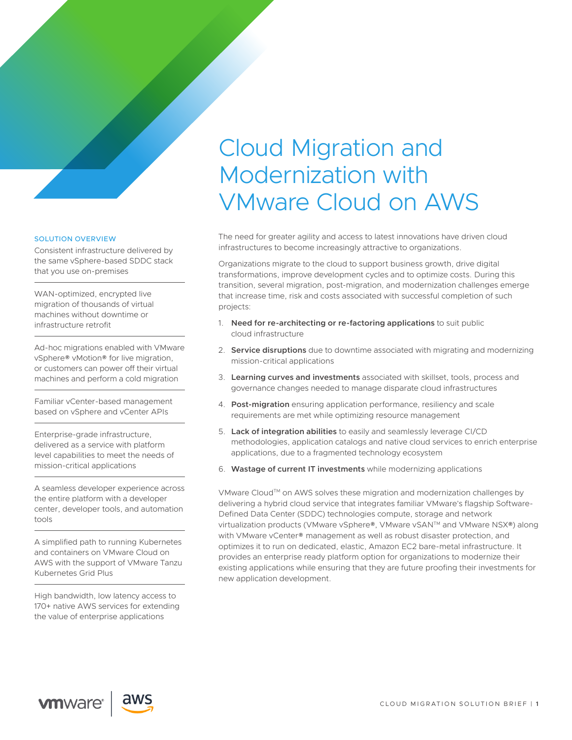# Cloud Migration and Modernization with VMware Cloud on AWS

The need for greater agility and access to latest innovations have driven cloud infrastructures to become increasingly attractive to organizations.

Organizations migrate to the cloud to support business growth, drive digital transformations, improve development cycles and to optimize costs. During this transition, several migration, post-migration, and modernization challenges emerge that increase time, risk and costs associated with successful completion of such projects:

1. **Need for re-architecting or re-factoring applications** to suit public cloud infrastructure
2. **Service disruptions** due to downtime associated with migrating and modernizing mission-critical applications
3. **Learning curves and investments** associated with skillset, tools, process and governance changes needed to manage disparate cloud infrastructures
4. **Post-migration** ensuring application performance, resiliency and scale requirements are met while optimizing resource management
5. **Lack of integration abilities** to easily and seamlessly leverage CI/CD methodologies, application catalogs and native cloud services to enrich enterprise applications, due to a fragmented technology ecosystem
6. **Wastage of current IT investments** while modernizing applications

VMware Cloud™ on AWS solves these migration and modernization challenges by delivering a hybrid cloud service that integrates familiar VMware's flagship Software-Defined Data Center (SDDC) technologies compute, storage and network virtualization products (VMware vSphere®, VMware vSAN™ and VMware NSX®) along with VMware vCenter® management as well as robust disaster protection, and optimizes it to run on dedicated, elastic, Amazon EC2 bare-metal infrastructure. It provides an enterprise ready platform option for organizations to modernize their existing applications while ensuring that they are future proofing their investments for new application development.

## SOLUTION OVERVIEW

Consistent infrastructure delivered by the same vSphere-based SDDC stack that you use on-premises

WAN-optimized, encrypted live migration of thousands of virtual machines without downtime or infrastructure retrofit

Ad-hoc migrations enabled with VMware vSphere® vMotion® for live migration, or customers can power off their virtual machines and perform a cold migration

Familiar vCenter-based management based on vSphere and vCenter APIs

Enterprise-grade infrastructure, delivered as a service with platform level capabilities to meet the needs of mission-critical applications

A seamless developer experience across the entire platform with a developer center, developer tools, and automation tools

A simplified path to running Kubernetes and containers on VMware Cloud on AWS with the support of VMware Tanzu Kubernetes Grid Plus

High bandwidth, low latency access to 170+ native AWS services for extending the value of enterprise applications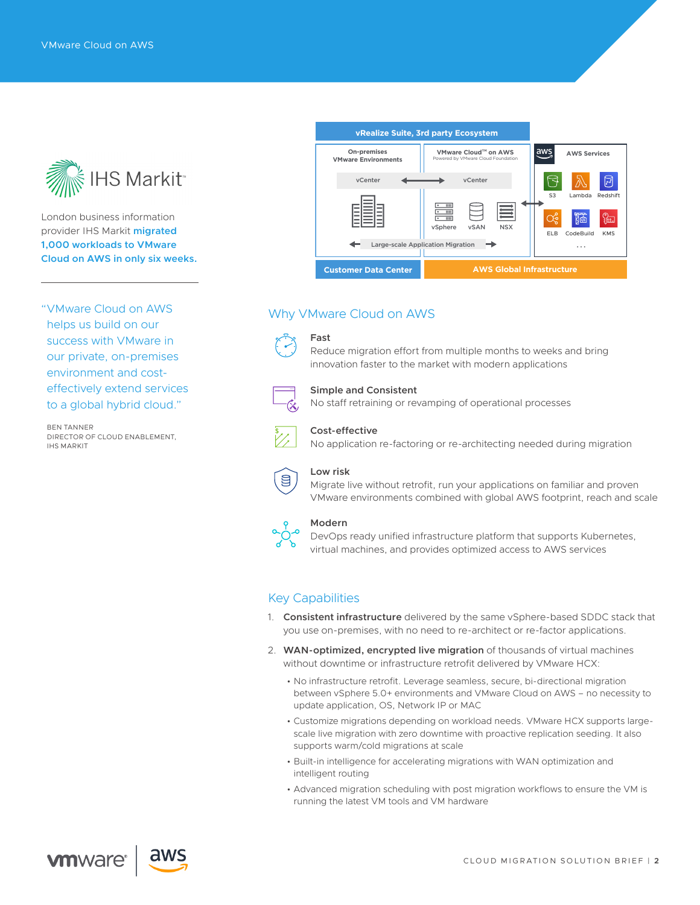IHS Markit

London business information provider IHS Markit **migrated 1,000 workloads to VMware Cloud on AWS in only six weeks.**

"VMware Cloud on AWS helps us build on our success with VMware in our private, on-premises environment and cost-effectively extend services to a global hybrid cloud."

BEN TANNER
DIRECTOR OF CLOUD ENABLEMENT, IHS MARKIT

vRealize Suite, 3rd party Ecosystem

On-premises VMware Environments | VMware Cloud™ on AWS (Powered by VMware Cloud Foundation) | AWS Services

vCenter ⟷ vCenter

vSphere, vSAN, NSX

S3, Lambda, Redshift, ELB, CodeBuild, KMS ...

Large-scale Application Migration

Customer Data Center | AWS Global Infrastructure

## Why VMware Cloud on AWS

**Fast**
Reduce migration effort from multiple months to weeks and bring innovation faster to the market with modern applications

**Simple and Consistent**
No staff retraining or revamping of operational processes

**Cost-effective**
No application re-factoring or re-architecting needed during migration

**Low risk**
Migrate live without retrofit, run your applications on familiar and proven VMware environments combined with global AWS footprint, reach and scale

**Modern**
DevOps ready unified infrastructure platform that supports Kubernetes, virtual machines, and provides optimized access to AWS services

## Key Capabilities

1. **Consistent infrastructure** delivered by the same vSphere-based SDDC stack that you use on-premises, with no need to re-architect or re-factor applications.
2. **WAN-optimized, encrypted live migration** of thousands of virtual machines without downtime or infrastructure retrofit delivered by VMware HCX:
   - No infrastructure retrofit. Leverage seamless, secure, bi-directional migration between vSphere 5.0+ environments and VMware Cloud on AWS – no necessity to update application, OS, Network IP or MAC
   - Customize migrations depending on workload needs. VMware HCX supports large-scale live migration with zero downtime with proactive replication seeding. It also supports warm/cold migrations at scale
   - Built-in intelligence for accelerating migrations with WAN optimization and intelligent routing
   - Advanced migration scheduling with post migration workflows to ensure the VM is running the latest VM tools and VM hardware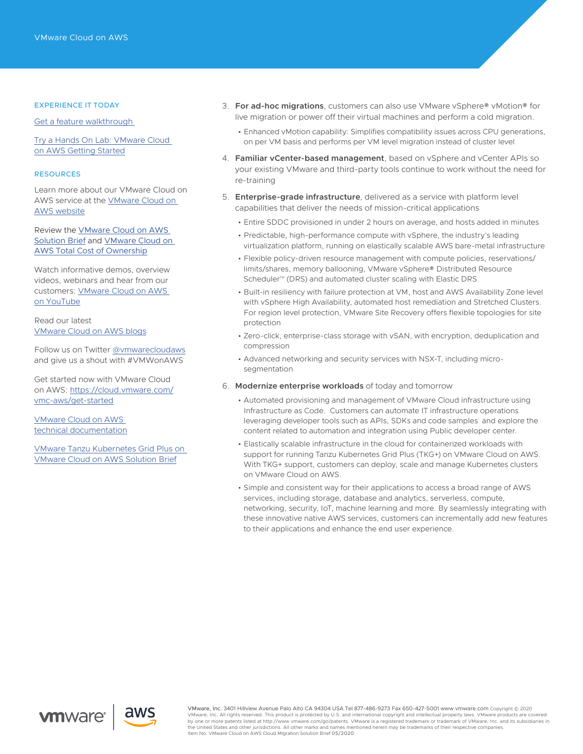## EXPERIENCE IT TODAY

Get a feature walkthrough

Try a Hands On Lab: VMware Cloud on AWS Getting Started

## RESOURCES

Learn more about our VMware Cloud on AWS service at the VMware Cloud on AWS website

Review the VMware Cloud on AWS Solution Brief and VMware Cloud on AWS Total Cost of Ownership

Watch informative demos, overview videos, webinars and hear from our customers: VMware Cloud on AWS on YouTube

Read our latest VMware Cloud on AWS blogs

Follow us on Twitter @vmwarecloudaws and give us a shout with #VMWonAWS

Get started now with VMware Cloud on AWS: https://cloud.vmware.com/vmc-aws/get-started

VMware Cloud on AWS technical documentation

VMware Tanzu Kubernetes Grid Plus on VMware Cloud on AWS Solution Brief

3. **For ad-hoc migrations**, customers can also use VMware vSphere® vMotion® for live migration or power off their virtual machines and perform a cold migration.
   - Enhanced vMotion capability: Simplifies compatibility issues across CPU generations, on per VM basis and performs per VM level migration instead of cluster level
4. **Familiar vCenter-based management**, based on vSphere and vCenter APIs so your existing VMware and third-party tools continue to work without the need for re-training
5. **Enterprise-grade infrastructure**, delivered as a service with platform level capabilities that deliver the needs of mission-critical applications
   - Entire SDDC provisioned in under 2 hours on average, and hosts added in minutes
   - Predictable, high-performance compute with vSphere, the industry's leading virtualization platform, running on elastically scalable AWS bare-metal infrastructure
   - Flexible policy-driven resource management with compute policies, reservations/limits/shares, memory ballooning, VMware vSphere® Distributed Resource Scheduler™ (DRS) and automated cluster scaling with Elastic DRS
   - Built-in resiliency with failure protection at VM, host and AWS Availability Zone level with vSphere High Availability, automated host remediation and Stretched Clusters. For region level protection, VMware Site Recovery offers flexible topologies for site protection
   - Zero-click, enterprise-class storage with vSAN, with encryption, deduplication and compression
   - Advanced networking and security services with NSX-T, including micro-segmentation
6. **Modernize enterprise workloads** of today and tomorrow
   - Automated provisioning and management of VMware Cloud infrastructure using Infrastructure as Code. Customers can automate IT infrastructure operations leveraging developer tools such as APIs, SDKs and code samples and explore the content related to automation and integration using Public developer center.
   - Elastically scalable infrastructure in the cloud for containerized workloads with support for running Tanzu Kubernetes Grid Plus (TKG+) on VMware Cloud on AWS. With TKG+ support, customers can deploy, scale and manage Kubernetes clusters on VMware Cloud on AWS.
   - Simple and consistent way for their applications to access a broad range of AWS services, including storage, database and analytics, serverless, compute, networking, security, IoT, machine learning and more. By seamlessly integrating with these innovative native AWS services, customers can incrementally add new features to their applications and enhance the end user experience.

VMware, Inc. 3401 Hillview Avenue Palo Alto CA 94304 USA Tel 877-486-9273 Fax 650-427-5001 www.vmware.com Copyright © 2020 VMware, Inc. All rights reserved. This product is protected by U.S. and international copyright and intellectual property laws. VMware products are covered by one or more patents listed at http://www.vmware.com/go/patents. VMware is a registered trademark or trademark of VMware, Inc. and its subsidiaries in the United States and other jurisdictions. All other marks and names mentioned herein may be trademarks of their respective companies. Item No: VMware Cloud on AWS Cloud Migration Solution Brief 05/2020